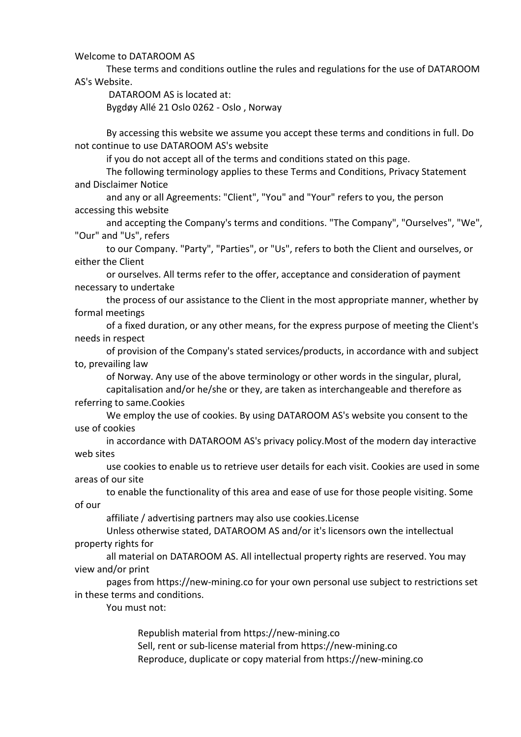Welcome to DATAROOM AS

These terms and conditions outline the rules and regulations for the use of DATAROOM AS's Website.

DATAROOM AS is located at:

Bygdøy Allé 21 Oslo 0262 - Oslo , Norway

By accessing this website we assume you accept these terms and conditions in full. Do not continue to use DATAROOM AS's website if you do not accept all of the terms and conditions stated on this page.

The following terminology applies to these Terms and Conditions, Privacy Statement and Disclaimer Notice and any or all Agreements: "Client", "You" and "Your" refers to you, the person accessing this website and accepting the Company's terms and conditions. "The Company", "Ourselves", "We", "Our" and "Us", refers to our Company. "Party", "Parties", or "Us", refers to both the Client and ourselves, or either the Client or ourselves. All terms refer to the offer, acceptance and consideration of payment necessary to undertake the process of our assistance to the Client in the most appropriate manner, whether by formal meetings of a fixed duration, or any other means, for the express purpose of meeting the Client's needs in respect of provision of the Company's stated services/products, in accordance with and subject to, prevailing law of Norway. Any use of the above terminology or other words in the singular, plural, capitalisation and/or he/she or they, are taken as interchangeable and therefore as referring to same.Cookies

We employ the use of cookies. By using DATAROOM AS's website you consent to the use of cookies in accordance with DATAROOM AS's privacy policy.Most of the modern day interactive web sites use cookies to enable us to retrieve user details for each visit. Cookies are used in some areas of our site to enable the functionality of this area and ease of use for those people visiting. Some of our affiliate / advertising partners may also use cookies.License

Unless otherwise stated, DATAROOM AS and/or it's licensors own the intellectual property rights for all material on DATAROOM AS. All intellectual property rights are reserved. You may view and/or print pages from https://new-mining.co for your own personal use subject to restrictions set in these terms and conditions.

You must not:

- Republish material from https://new-mining.co
- Sell, rent or sub-license material from https://new-mining.co
- Reproduce, duplicate or copy material from https://new-mining.co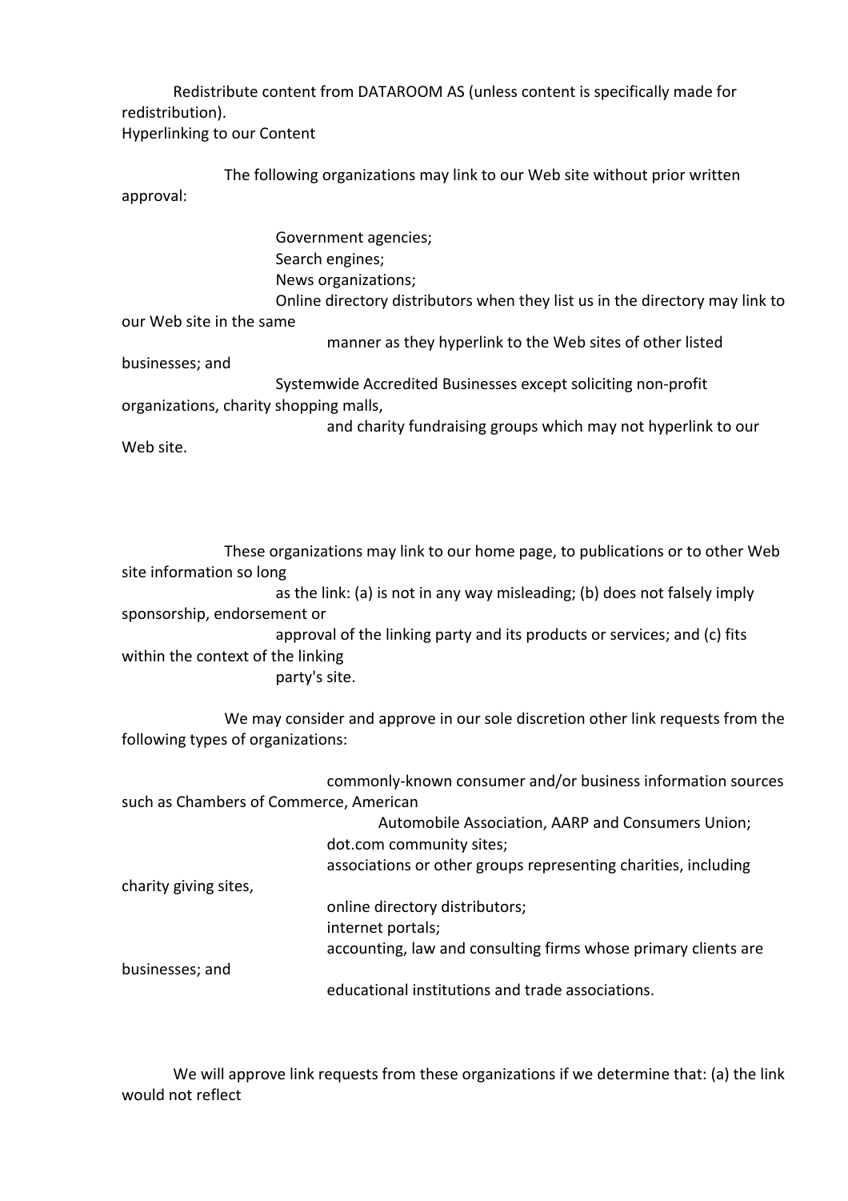Redistribute content from DATAROOM AS (unless content is specifically made for redistribution).

Hyperlinking to our Content

The following organizations may link to our Web site without prior written approval:

- Government agencies;
- Search engines;
- News organizations;
- Online directory distributors when they list us in the directory may link to our Web site in the same manner as they hyperlink to the Web sites of other listed businesses; and
- Systemwide Accredited Businesses except soliciting non-profit organizations, charity shopping malls, and charity fundraising groups which may not hyperlink to our Web site.

These organizations may link to our home page, to publications or to other Web site information so long as the link: (a) is not in any way misleading; (b) does not falsely imply sponsorship, endorsement or approval of the linking party and its products or services; and (c) fits within the context of the linking party's site.

We may consider and approve in our sole discretion other link requests from the following types of organizations:

- commonly-known consumer and/or business information sources such as Chambers of Commerce, American Automobile Association, AARP and Consumers Union;
- dot.com community sites;
- associations or other groups representing charities, including charity giving sites,
- online directory distributors;
- internet portals;
- accounting, law and consulting firms whose primary clients are businesses; and
- educational institutions and trade associations.

We will approve link requests from these organizations if we determine that: (a) the link would not reflect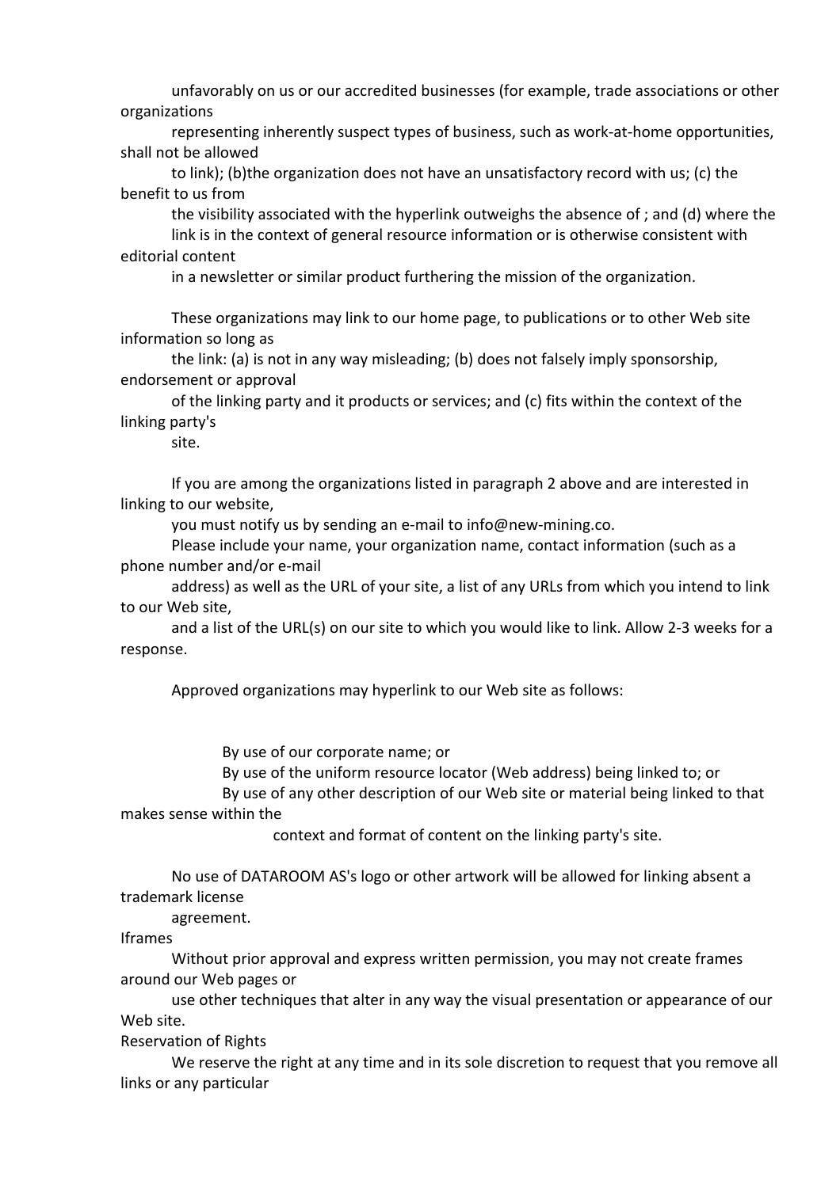unfavorably on us or our accredited businesses (for example, trade associations or other organizations representing inherently suspect types of business, such as work-at-home opportunities, shall not be allowed to link); (b)the organization does not have an unsatisfactory record with us; (c) the benefit to us from the visibility associated with the hyperlink outweighs the absence of ; and (d) where the link is in the context of general resource information or is otherwise consistent with editorial content in a newsletter or similar product furthering the mission of the organization.

These organizations may link to our home page, to publications or to other Web site information so long as the link: (a) is not in any way misleading; (b) does not falsely imply sponsorship, endorsement or approval of the linking party and it products or services; and (c) fits within the context of the linking party's site.

If you are among the organizations listed in paragraph 2 above and are interested in linking to our website, you must notify us by sending an e-mail to info@new-mining.co. Please include your name, your organization name, contact information (such as a phone number and/or e-mail address) as well as the URL of your site, a list of any URLs from which you intend to link to our Web site, and a list of the URL(s) on our site to which you would like to link. Allow 2-3 weeks for a response.

Approved organizations may hyperlink to our Web site as follows:

By use of our corporate name; or
By use of the uniform resource locator (Web address) being linked to; or
By use of any other description of our Web site or material being linked to that makes sense within the context and format of content on the linking party's site.

No use of DATAROOM AS's logo or other artwork will be allowed for linking absent a trademark license agreement.

Iframes

Without prior approval and express written permission, you may not create frames around our Web pages or use other techniques that alter in any way the visual presentation or appearance of our Web site.

Reservation of Rights

We reserve the right at any time and in its sole discretion to request that you remove all links or any particular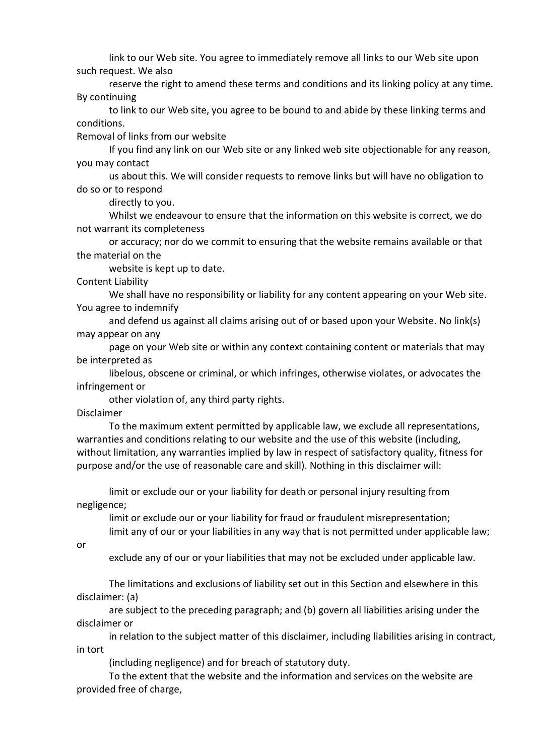link to our Web site. You agree to immediately remove all links to our Web site upon such request. We also reserve the right to amend these terms and conditions and its linking policy at any time. By continuing to link to our Web site, you agree to be bound to and abide by these linking terms and conditions.

## Removal of links from our website

If you find any link on our Web site or any linked web site objectionable for any reason, you may contact us about this. We will consider requests to remove links but will have no obligation to do so or to respond directly to you.

Whilst we endeavour to ensure that the information on this website is correct, we do not warrant its completeness or accuracy; nor do we commit to ensuring that the website remains available or that the material on the website is kept up to date.

## Content Liability

We shall have no responsibility or liability for any content appearing on your Web site. You agree to indemnify and defend us against all claims arising out of or based upon your Website. No link(s) may appear on any page on your Web site or within any context containing content or materials that may be interpreted as libelous, obscene or criminal, or which infringes, otherwise violates, or advocates the infringement or other violation of, any third party rights.

## Disclaimer

To the maximum extent permitted by applicable law, we exclude all representations, warranties and conditions relating to our website and the use of this website (including, without limitation, any warranties implied by law in respect of satisfactory quality, fitness for purpose and/or the use of reasonable care and skill). Nothing in this disclaimer will:

- limit or exclude our or your liability for death or personal injury resulting from negligence;
- limit or exclude our or your liability for fraud or fraudulent misrepresentation;
- limit any of our or your liabilities in any way that is not permitted under applicable law; or
- exclude any of our or your liabilities that may not be excluded under applicable law.

The limitations and exclusions of liability set out in this Section and elsewhere in this disclaimer: (a) are subject to the preceding paragraph; and (b) govern all liabilities arising under the disclaimer or in relation to the subject matter of this disclaimer, including liabilities arising in contract, in tort (including negligence) and for breach of statutory duty.

To the extent that the website and the information and services on the website are provided free of charge,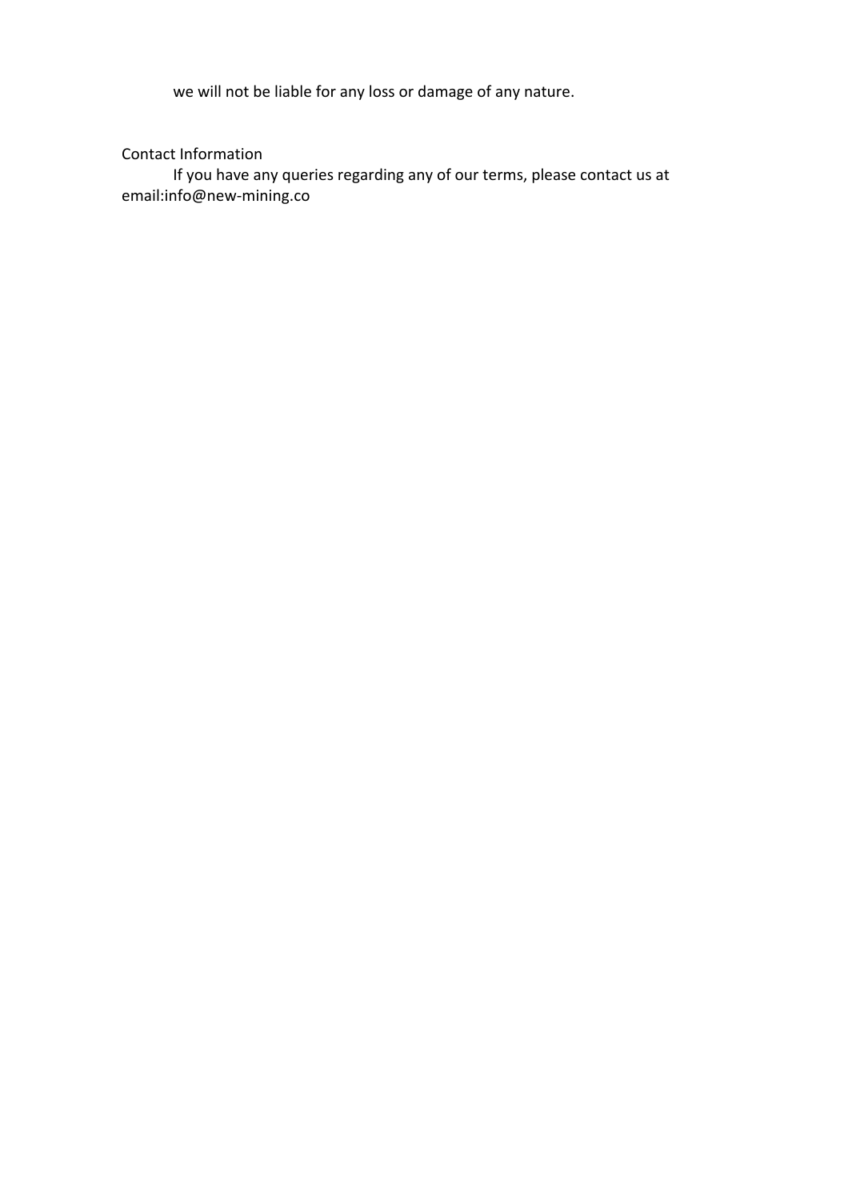we will not be liable for any loss or damage of any nature.

Contact Information

If you have any queries regarding any of our terms, please contact us at email:info@new-mining.co